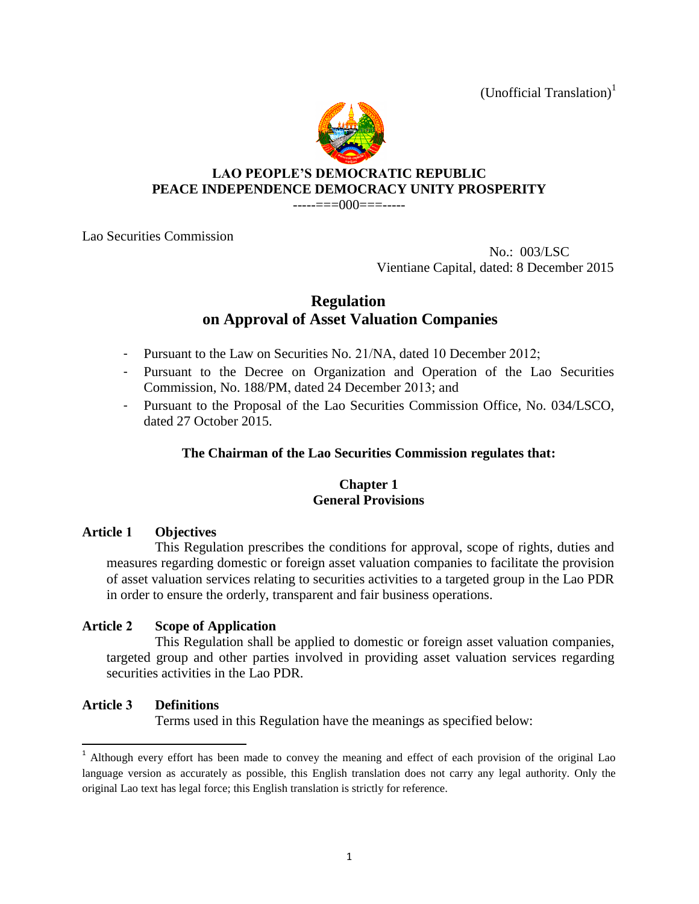(Unofficial Translation)[1]

**LAO PEOPLE'S DEMOCRATIC REPUBLIC**
**PEACE INDEPENDENCE DEMOCRACY UNITY PROSPERITY**

-----===000===-----

Lao Securities Commission

No.: 003/LSC
Vientiane Capital, dated: 8 December 2015

# Regulation on Approval of Asset Valuation Companies

- Pursuant to the Law on Securities No. 21/NA, dated 10 December 2012;
- Pursuant to the Decree on Organization and Operation of the Lao Securities Commission, No. 188/PM, dated 24 December 2013; and
- Pursuant to the Proposal of the Lao Securities Commission Office, No. 034/LSCO, dated 27 October 2015.

**The Chairman of the Lao Securities Commission regulates that:**

## Chapter 1 General Provisions

### Article 1 Objectives

This Regulation prescribes the conditions for approval, scope of rights, duties and measures regarding domestic or foreign asset valuation companies to facilitate the provision of asset valuation services relating to securities activities to a targeted group in the Lao PDR in order to ensure the orderly, transparent and fair business operations.

### Article 2 Scope of Application

This Regulation shall be applied to domestic or foreign asset valuation companies, targeted group and other parties involved in providing asset valuation services regarding securities activities in the Lao PDR.

### Article 3 Definitions

Terms used in this Regulation have the meanings as specified below:

[1] Although every effort has been made to convey the meaning and effect of each provision of the original Lao language version as accurately as possible, this English translation does not carry any legal authority. Only the original Lao text has legal force; this English translation is strictly for reference.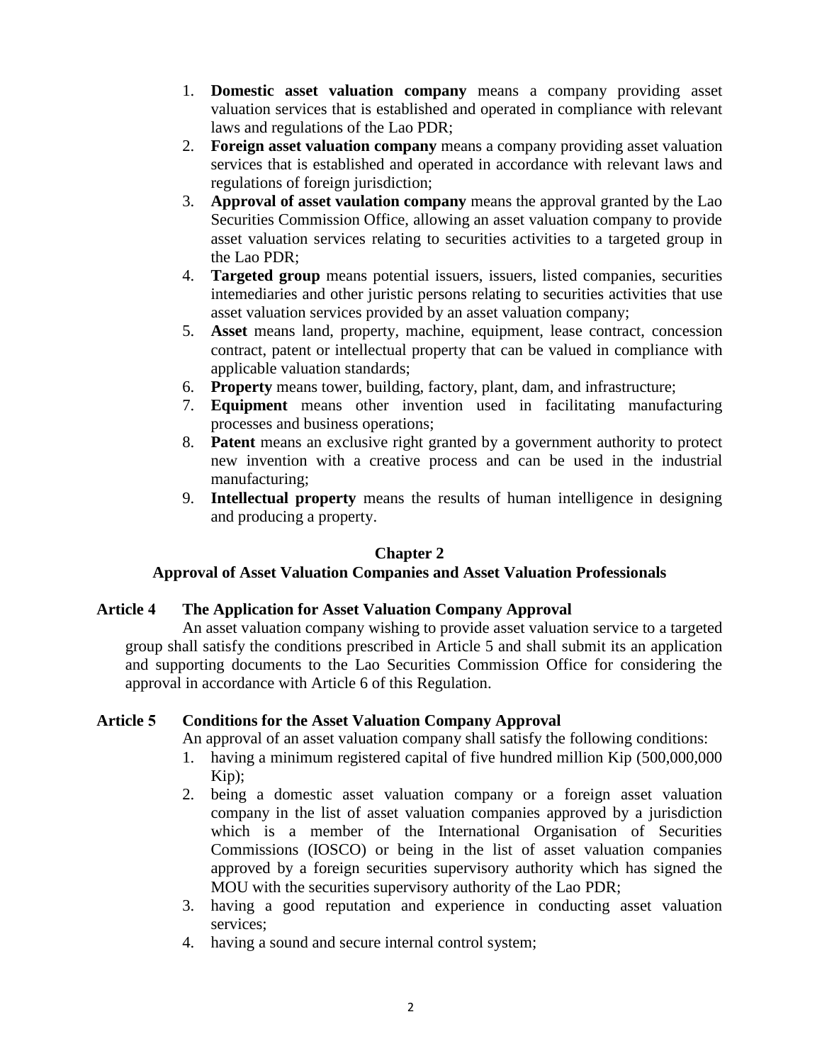1. **Domestic asset valuation company** means a company providing asset valuation services that is established and operated in compliance with relevant laws and regulations of the Lao PDR;
2. **Foreign asset valuation company** means a company providing asset valuation services that is established and operated in accordance with relevant laws and regulations of foreign jurisdiction;
3. **Approval of asset vaulation company** means the approval granted by the Lao Securities Commission Office, allowing an asset valuation company to provide asset valuation services relating to securities activities to a targeted group in the Lao PDR;
4. **Targeted group** means potential issuers, issuers, listed companies, securities intemediaries and other juristic persons relating to securities activities that use asset valuation services provided by an asset valuation company;
5. **Asset** means land, property, machine, equipment, lease contract, concession contract, patent or intellectual property that can be valued in compliance with applicable valuation standards;
6. **Property** means tower, building, factory, plant, dam, and infrastructure;
7. **Equipment** means other invention used in facilitating manufacturing processes and business operations;
8. **Patent** means an exclusive right granted by a government authority to protect new invention with a creative process and can be used in the industrial manufacturing;
9. **Intellectual property** means the results of human intelligence in designing and producing a property.

## Chapter 2
## Approval of Asset Valuation Companies and Asset Valuation Professionals

### Article 4 The Application for Asset Valuation Company Approval

An asset valuation company wishing to provide asset valuation service to a targeted group shall satisfy the conditions prescribed in Article 5 and shall submit its an application and supporting documents to the Lao Securities Commission Office for considering the approval in accordance with Article 6 of this Regulation.

### Article 5 Conditions for the Asset Valuation Company Approval

An approval of an asset valuation company shall satisfy the following conditions:

1. having a minimum registered capital of five hundred million Kip (500,000,000 Kip);
2. being a domestic asset valuation company or a foreign asset valuation company in the list of asset valuation companies approved by a jurisdiction which is a member of the International Organisation of Securities Commissions (IOSCO) or being in the list of asset valuation companies approved by a foreign securities supervisory authority which has signed the MOU with the securities supervisory authority of the Lao PDR;
3. having a good reputation and experience in conducting asset valuation services;
4. having a sound and secure internal control system;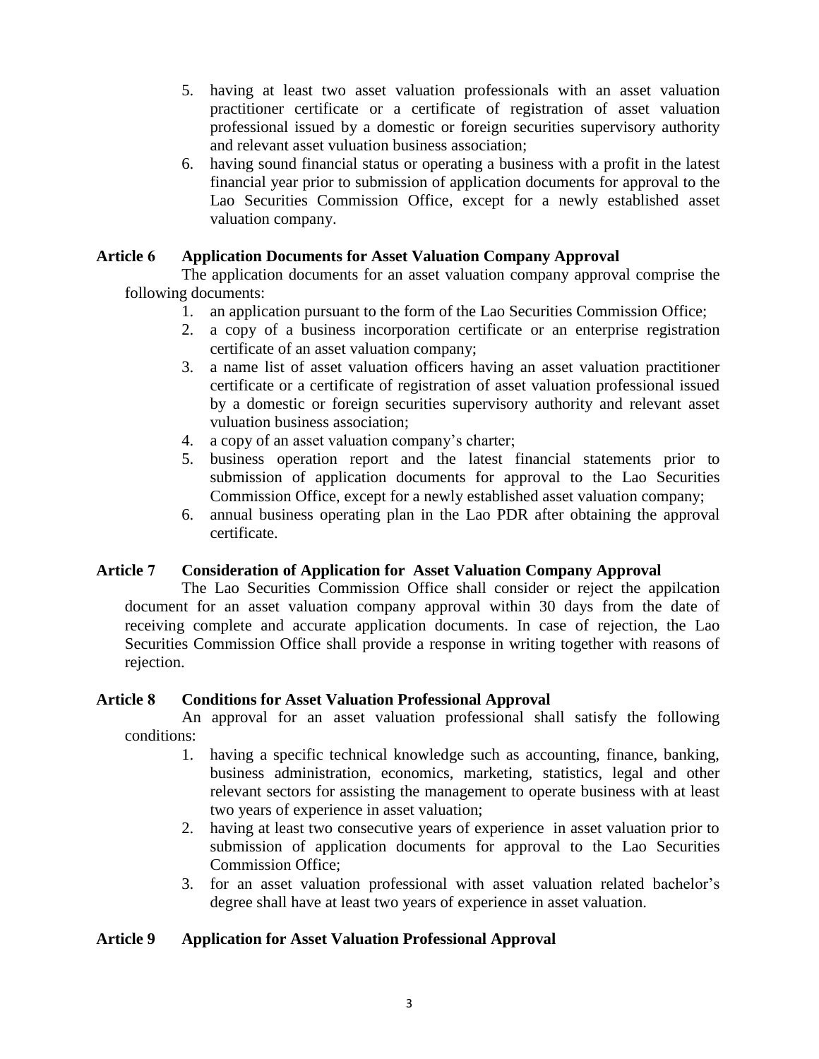5. having at least two asset valuation professionals with an asset valuation practitioner certificate or a certificate of registration of asset valuation professional issued by a domestic or foreign securities supervisory authority and relevant asset vuluation business association;
6. having sound financial status or operating a business with a profit in the latest financial year prior to submission of application documents for approval to the Lao Securities Commission Office, except for a newly established asset valuation company.

### Article 6 Application Documents for Asset Valuation Company Approval

The application documents for an asset valuation company approval comprise the following documents:

1. an application pursuant to the form of the Lao Securities Commission Office;
2. a copy of a business incorporation certificate or an enterprise registration certificate of an asset valuation company;
3. a name list of asset valuation officers having an asset valuation practitioner certificate or a certificate of registration of asset valuation professional issued by a domestic or foreign securities supervisory authority and relevant asset vuluation business association;
4. a copy of an asset valuation company's charter;
5. business operation report and the latest financial statements prior to submission of application documents for approval to the Lao Securities Commission Office, except for a newly established asset valuation company;
6. annual business operating plan in the Lao PDR after obtaining the approval certificate.

### Article 7 Consideration of Application for Asset Valuation Company Approval

The Lao Securities Commission Office shall consider or reject the appilcation document for an asset valuation company approval within 30 days from the date of receiving complete and accurate application documents. In case of rejection, the Lao Securities Commission Office shall provide a response in writing together with reasons of rejection.

### Article 8 Conditions for Asset Valuation Professional Approval

An approval for an asset valuation professional shall satisfy the following conditions:

1. having a specific technical knowledge such as accounting, finance, banking, business administration, economics, marketing, statistics, legal and other relevant sectors for assisting the management to operate business with at least two years of experience in asset valuation;
2. having at least two consecutive years of experience in asset valuation prior to submission of application documents for approval to the Lao Securities Commission Office;
3. for an asset valuation professional with asset valuation related bachelor's degree shall have at least two years of experience in asset valuation.

### Article 9 Application for Asset Valuation Professional Approval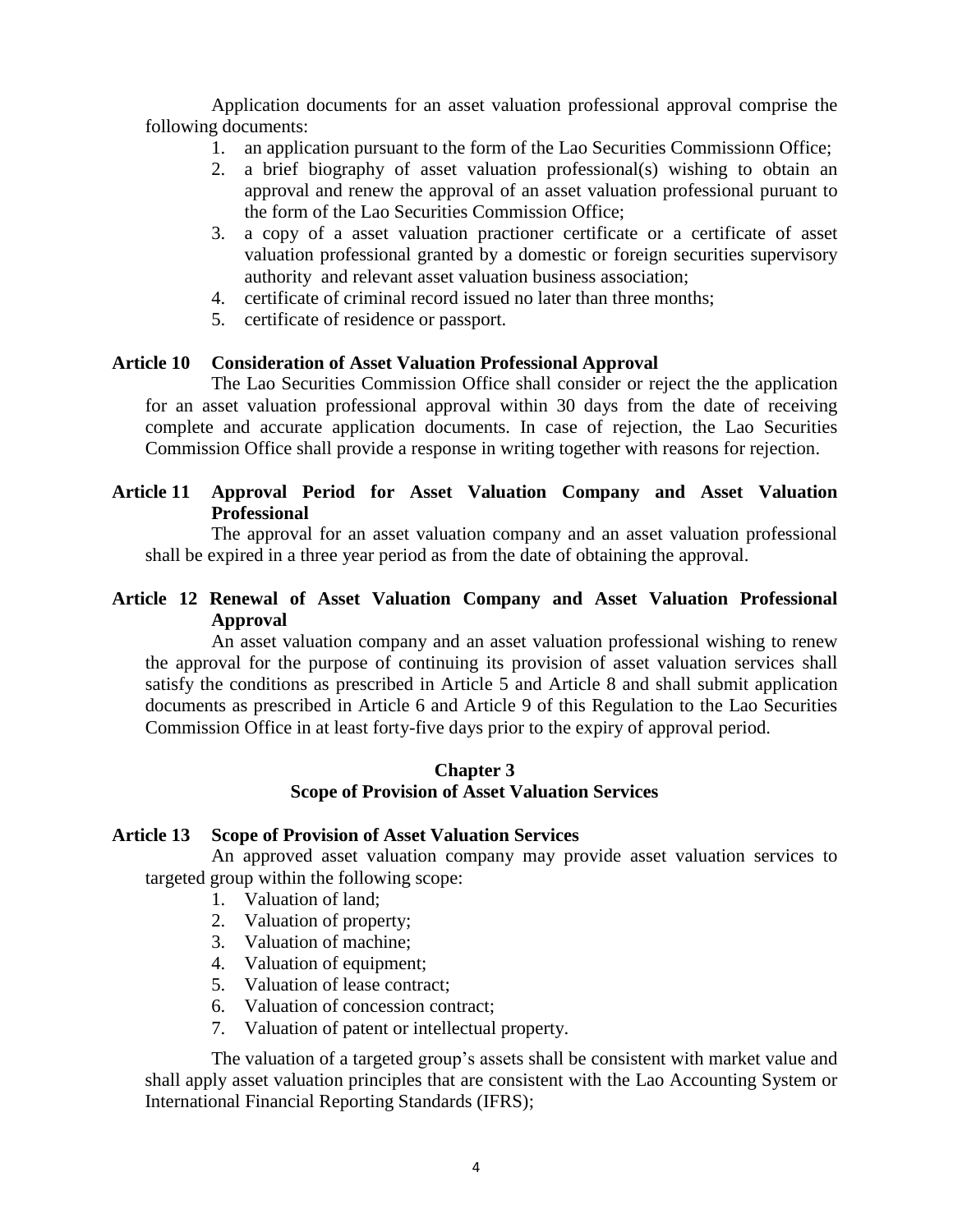Application documents for an asset valuation professional approval comprise the following documents:

1. an application pursuant to the form of the Lao Securities Commissionn Office;
2. a brief biography of asset valuation professional(s) wishing to obtain an approval and renew the approval of an asset valuation professional puruant to the form of the Lao Securities Commission Office;
3. a copy of a asset valuation practioner certificate or a certificate of asset valuation professional granted by a domestic or foreign securities supervisory authority and relevant asset valuation business association;
4. certificate of criminal record issued no later than three months;
5. certificate of residence or passport.

### Article 10 Consideration of Asset Valuation Professional Approval

The Lao Securities Commission Office shall consider or reject the the application for an asset valuation professional approval within 30 days from the date of receiving complete and accurate application documents. In case of rejection, the Lao Securities Commission Office shall provide a response in writing together with reasons for rejection.

### Article 11 Approval Period for Asset Valuation Company and Asset Valuation Professional

The approval for an asset valuation company and an asset valuation professional shall be expired in a three year period as from the date of obtaining the approval.

### Article 12 Renewal of Asset Valuation Company and Asset Valuation Professional Approval

An asset valuation company and an asset valuation professional wishing to renew the approval for the purpose of continuing its provision of asset valuation services shall satisfy the conditions as prescribed in Article 5 and Article 8 and shall submit application documents as prescribed in Article 6 and Article 9 of this Regulation to the Lao Securities Commission Office in at least forty-five days prior to the expiry of approval period.

## Chapter 3
## Scope of Provision of Asset Valuation Services

### Article 13 Scope of Provision of Asset Valuation Services

An approved asset valuation company may provide asset valuation services to targeted group within the following scope:

1. Valuation of land;
2. Valuation of property;
3. Valuation of machine;
4. Valuation of equipment;
5. Valuation of lease contract;
6. Valuation of concession contract;
7. Valuation of patent or intellectual property.

The valuation of a targeted group's assets shall be consistent with market value and shall apply asset valuation principles that are consistent with the Lao Accounting System or International Financial Reporting Standards (IFRS);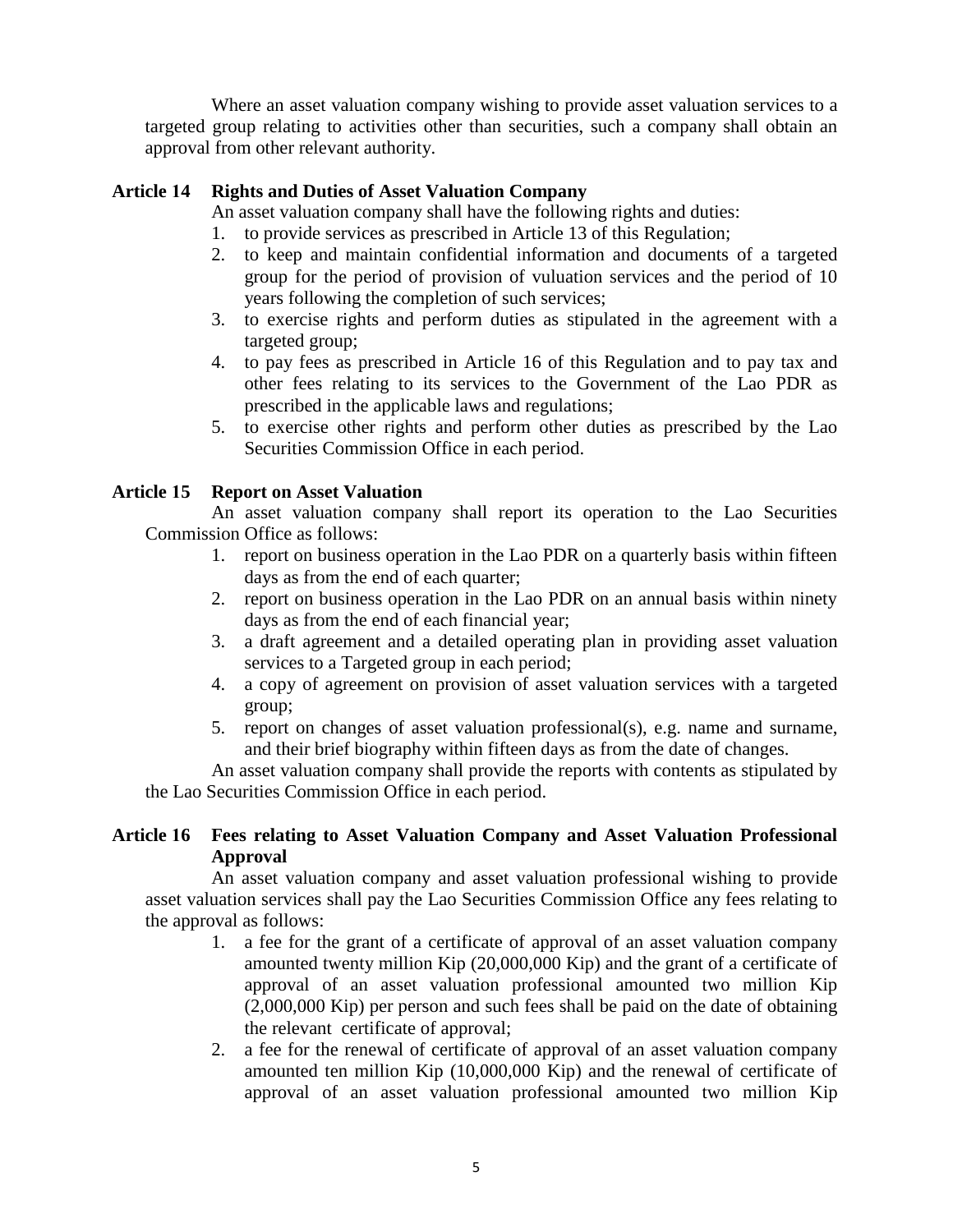Where an asset valuation company wishing to provide asset valuation services to a targeted group relating to activities other than securities, such a company shall obtain an approval from other relevant authority.

### Article 14 Rights and Duties of Asset Valuation Company

An asset valuation company shall have the following rights and duties:

1. to provide services as prescribed in Article 13 of this Regulation;
2. to keep and maintain confidential information and documents of a targeted group for the period of provision of vuluation services and the period of 10 years following the completion of such services;
3. to exercise rights and perform duties as stipulated in the agreement with a targeted group;
4. to pay fees as prescribed in Article 16 of this Regulation and to pay tax and other fees relating to its services to the Government of the Lao PDR as prescribed in the applicable laws and regulations;
5. to exercise other rights and perform other duties as prescribed by the Lao Securities Commission Office in each period.

### Article 15 Report on Asset Valuation

An asset valuation company shall report its operation to the Lao Securities Commission Office as follows:

1. report on business operation in the Lao PDR on a quarterly basis within fifteen days as from the end of each quarter;
2. report on business operation in the Lao PDR on an annual basis within ninety days as from the end of each financial year;
3. a draft agreement and a detailed operating plan in providing asset valuation services to a Targeted group in each period;
4. a copy of agreement on provision of asset valuation services with a targeted group;
5. report on changes of asset valuation professional(s), e.g. name and surname, and their brief biography within fifteen days as from the date of changes.

An asset valuation company shall provide the reports with contents as stipulated by the Lao Securities Commission Office in each period.

### Article 16 Fees relating to Asset Valuation Company and Asset Valuation Professional Approval

An asset valuation company and asset valuation professional wishing to provide asset valuation services shall pay the Lao Securities Commission Office any fees relating to the approval as follows:

1. a fee for the grant of a certificate of approval of an asset valuation company amounted twenty million Kip (20,000,000 Kip) and the grant of a certificate of approval of an asset valuation professional amounted two million Kip (2,000,000 Kip) per person and such fees shall be paid on the date of obtaining the relevant certificate of approval;
2. a fee for the renewal of certificate of approval of an asset valuation company amounted ten million Kip (10,000,000 Kip) and the renewal of certificate of approval of an asset valuation professional amounted two million Kip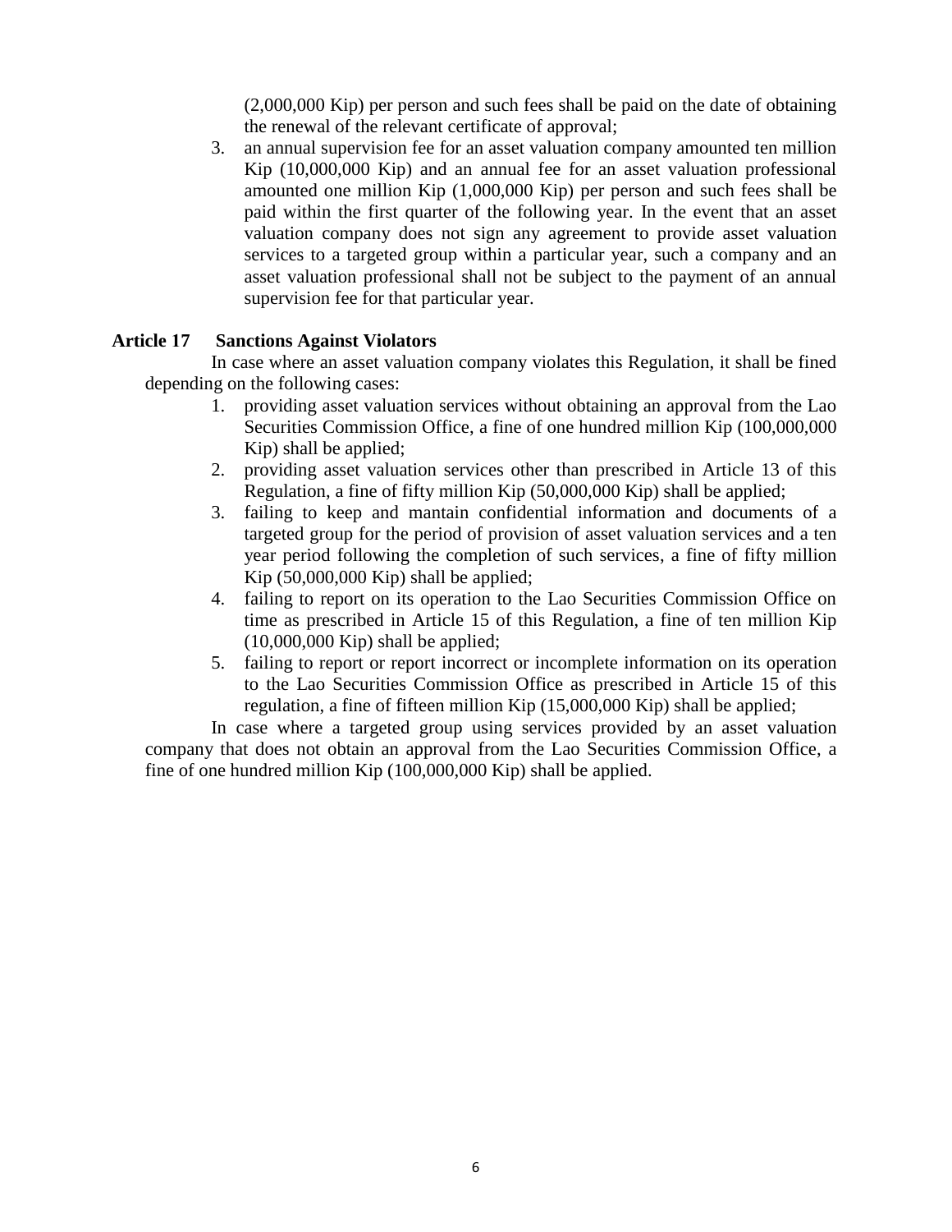(2,000,000 Kip) per person and such fees shall be paid on the date of obtaining the renewal of the relevant certificate of approval;

3. an annual supervision fee for an asset valuation company amounted ten million Kip (10,000,000 Kip) and an annual fee for an asset valuation professional amounted one million Kip (1,000,000 Kip) per person and such fees shall be paid within the first quarter of the following year. In the event that an asset valuation company does not sign any agreement to provide asset valuation services to a targeted group within a particular year, such a company and an asset valuation professional shall not be subject to the payment of an annual supervision fee for that particular year.

**Article 17 Sanctions Against Violators**

In case where an asset valuation company violates this Regulation, it shall be fined depending on the following cases:

1. providing asset valuation services without obtaining an approval from the Lao Securities Commission Office, a fine of one hundred million Kip (100,000,000 Kip) shall be applied;
2. providing asset valuation services other than prescribed in Article 13 of this Regulation, a fine of fifty million Kip (50,000,000 Kip) shall be applied;
3. failing to keep and mantain confidential information and documents of a targeted group for the period of provision of asset valuation services and a ten year period following the completion of such services, a fine of fifty million Kip (50,000,000 Kip) shall be applied;
4. failing to report on its operation to the Lao Securities Commission Office on time as prescribed in Article 15 of this Regulation, a fine of ten million Kip (10,000,000 Kip) shall be applied;
5. failing to report or report incorrect or incomplete information on its operation to the Lao Securities Commission Office as prescribed in Article 15 of this regulation, a fine of fifteen million Kip (15,000,000 Kip) shall be applied;

In case where a targeted group using services provided by an asset valuation company that does not obtain an approval from the Lao Securities Commission Office, a fine of one hundred million Kip (100,000,000 Kip) shall be applied.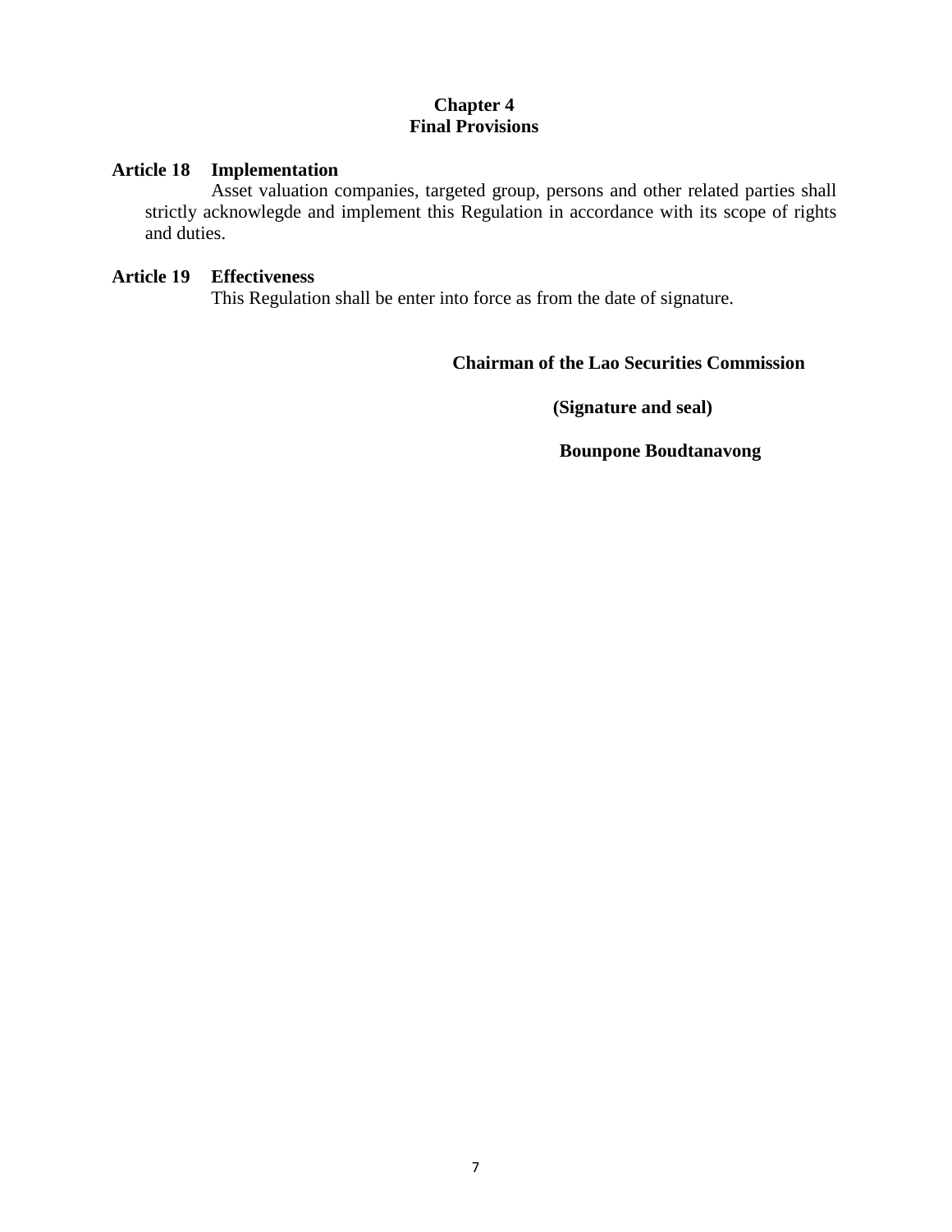## Chapter 4
## Final Provisions

**Article 18 Implementation**

Asset valuation companies, targeted group, persons and other related parties shall strictly acknowlegde and implement this Regulation in accordance with its scope of rights and duties.

**Article 19 Effectiveness**

This Regulation shall be enter into force as from the date of signature.

**Chairman of the Lao Securities Commission**

**(Signature and seal)**

**Bounpone Boudtanavong**